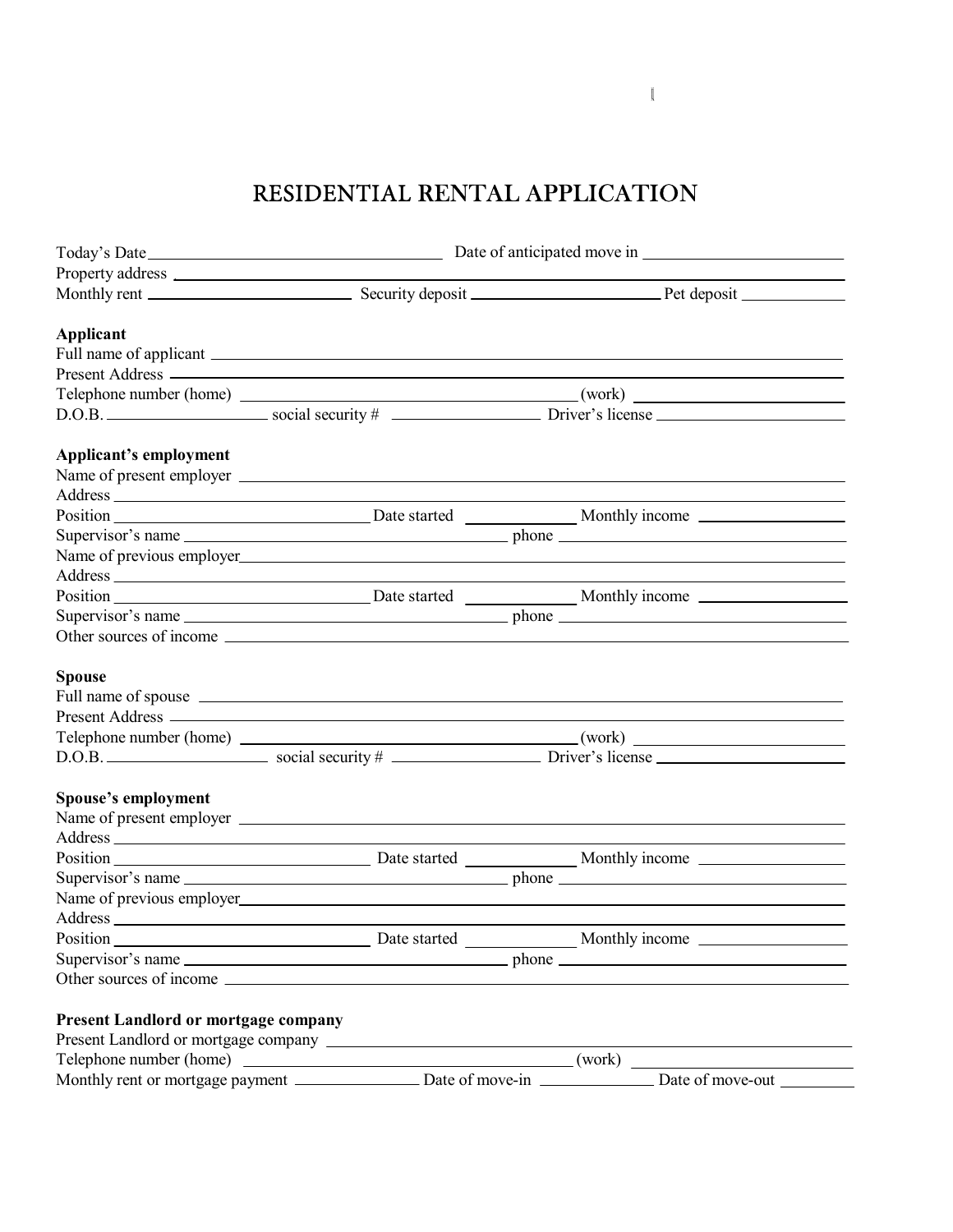# RESIDENTIAL RENTAL APPLICATION

Today's Date \_\_\_\_\_\_\_\_\_\_\_\_\_\_\_\_\_\_\_\_ Date of anticipated move in \_\_\_\_\_\_\_\_\_\_\_\_\_\_\_\_\_\_\_\_

Property address \_\_\_\_\_\_\_\_\_\_\_\_\_\_\_\_\_\_\_\_\_\_\_\_\_\_\_\_\_\_\_\_\_\_\_\_\_\_\_\_

Monthly rent \_\_\_\_\_\_\_\_\_\_\_\_\_\_\_\_ Security deposit \_\_\_\_\_\_\_\_\_\_\_\_\_\_\_\_ Pet deposit \_\_\_\_\_\_\_\_\_\_\_\_

**Applicant**

Full name of applicant \_\_\_\_\_\_\_\_\_\_\_\_\_\_\_\_\_\_\_\_\_\_\_\_\_\_\_\_\_\_\_\_\_\_\_\_\_\_\_\_

Present Address \_\_\_\_\_\_\_\_\_\_\_\_\_\_\_\_\_\_\_\_\_\_\_\_\_\_\_\_\_\_\_\_\_\_\_\_\_\_\_\_

Telephone number (home) \_\_\_\_\_\_\_\_\_\_\_\_\_\_\_\_\_\_\_\_ (work) \_\_\_\_\_\_\_\_\_\_\_\_\_\_\_\_\_\_\_\_

D.O.B. \_\_\_\_\_\_\_\_\_\_\_\_\_\_ social security # \_\_\_\_\_\_\_\_\_\_\_\_\_\_ Driver's license \_\_\_\_\_\_\_\_\_\_\_\_\_\_

**Applicant's employment**

Name of present employer \_\_\_\_\_\_\_\_\_\_\_\_\_\_\_\_\_\_\_\_\_\_\_\_\_\_\_\_\_\_\_\_\_\_\_\_\_\_\_\_

Address \_\_\_\_\_\_\_\_\_\_\_\_\_\_\_\_\_\_\_\_\_\_\_\_\_\_\_\_\_\_\_\_\_\_\_\_\_\_\_\_

Position \_\_\_\_\_\_\_\_\_\_\_\_\_\_\_\_ Date started \_\_\_\_\_\_\_\_\_\_ Monthly income \_\_\_\_\_\_\_\_\_\_\_\_\_\_

Supervisor's name \_\_\_\_\_\_\_\_\_\_\_\_\_\_\_\_\_\_\_\_ phone \_\_\_\_\_\_\_\_\_\_\_\_\_\_\_\_\_\_\_\_

Name of previous employer \_\_\_\_\_\_\_\_\_\_\_\_\_\_\_\_\_\_\_\_\_\_\_\_\_\_\_\_\_\_\_\_\_\_\_\_\_\_\_\_

Address \_\_\_\_\_\_\_\_\_\_\_\_\_\_\_\_\_\_\_\_\_\_\_\_\_\_\_\_\_\_\_\_\_\_\_\_\_\_\_\_

Position \_\_\_\_\_\_\_\_\_\_\_\_\_\_\_\_ Date started \_\_\_\_\_\_\_\_\_\_ Monthly income \_\_\_\_\_\_\_\_\_\_\_\_\_\_

Supervisor's name \_\_\_\_\_\_\_\_\_\_\_\_\_\_\_\_\_\_\_\_ phone \_\_\_\_\_\_\_\_\_\_\_\_\_\_\_\_\_\_\_\_

Other sources of income \_\_\_\_\_\_\_\_\_\_\_\_\_\_\_\_\_\_\_\_\_\_\_\_\_\_\_\_\_\_\_\_\_\_\_\_\_\_\_\_

**Spouse**

Full name of spouse \_\_\_\_\_\_\_\_\_\_\_\_\_\_\_\_\_\_\_\_\_\_\_\_\_\_\_\_\_\_\_\_\_\_\_\_\_\_\_\_

Present Address \_\_\_\_\_\_\_\_\_\_\_\_\_\_\_\_\_\_\_\_\_\_\_\_\_\_\_\_\_\_\_\_\_\_\_\_\_\_\_\_

Telephone number (home) \_\_\_\_\_\_\_\_\_\_\_\_\_\_\_\_\_\_\_\_ (work) \_\_\_\_\_\_\_\_\_\_\_\_\_\_\_\_\_\_\_\_

D.O.B. \_\_\_\_\_\_\_\_\_\_\_\_\_\_ social security # \_\_\_\_\_\_\_\_\_\_\_\_\_\_ Driver's license \_\_\_\_\_\_\_\_\_\_\_\_\_\_

**Spouse's employment**

Name of present employer \_\_\_\_\_\_\_\_\_\_\_\_\_\_\_\_\_\_\_\_\_\_\_\_\_\_\_\_\_\_\_\_\_\_\_\_\_\_\_\_

Address \_\_\_\_\_\_\_\_\_\_\_\_\_\_\_\_\_\_\_\_\_\_\_\_\_\_\_\_\_\_\_\_\_\_\_\_\_\_\_\_

Position \_\_\_\_\_\_\_\_\_\_\_\_\_\_\_\_ Date started \_\_\_\_\_\_\_\_\_\_ Monthly income \_\_\_\_\_\_\_\_\_\_\_\_\_\_

Supervisor's name \_\_\_\_\_\_\_\_\_\_\_\_\_\_\_\_\_\_\_\_ phone \_\_\_\_\_\_\_\_\_\_\_\_\_\_\_\_\_\_\_\_

Name of previous employer \_\_\_\_\_\_\_\_\_\_\_\_\_\_\_\_\_\_\_\_\_\_\_\_\_\_\_\_\_\_\_\_\_\_\_\_\_\_\_\_

Address \_\_\_\_\_\_\_\_\_\_\_\_\_\_\_\_\_\_\_\_\_\_\_\_\_\_\_\_\_\_\_\_\_\_\_\_\_\_\_\_

Position \_\_\_\_\_\_\_\_\_\_\_\_\_\_\_\_ Date started \_\_\_\_\_\_\_\_\_\_ Monthly income \_\_\_\_\_\_\_\_\_\_\_\_\_\_

Supervisor's name \_\_\_\_\_\_\_\_\_\_\_\_\_\_\_\_\_\_\_\_ phone \_\_\_\_\_\_\_\_\_\_\_\_\_\_\_\_\_\_\_\_

Other sources of income \_\_\_\_\_\_\_\_\_\_\_\_\_\_\_\_\_\_\_\_\_\_\_\_\_\_\_\_\_\_\_\_\_\_\_\_\_\_\_\_

**Present Landlord or mortgage company**

Present Landlord or mortgage company \_\_\_\_\_\_\_\_\_\_\_\_\_\_\_\_\_\_\_\_\_\_\_\_\_\_\_\_\_\_\_\_\_\_\_\_\_\_\_\_

Telephone number (home) \_\_\_\_\_\_\_\_\_\_\_\_\_\_\_\_\_\_\_\_ (work) \_\_\_\_\_\_\_\_\_\_\_\_\_\_\_\_\_\_\_\_

Monthly rent or mortgage payment \_\_\_\_\_\_\_\_\_\_\_\_ Date of move-in \_\_\_\_\_\_\_\_\_\_\_\_ Date of move-out \_\_\_\_\_\_\_\_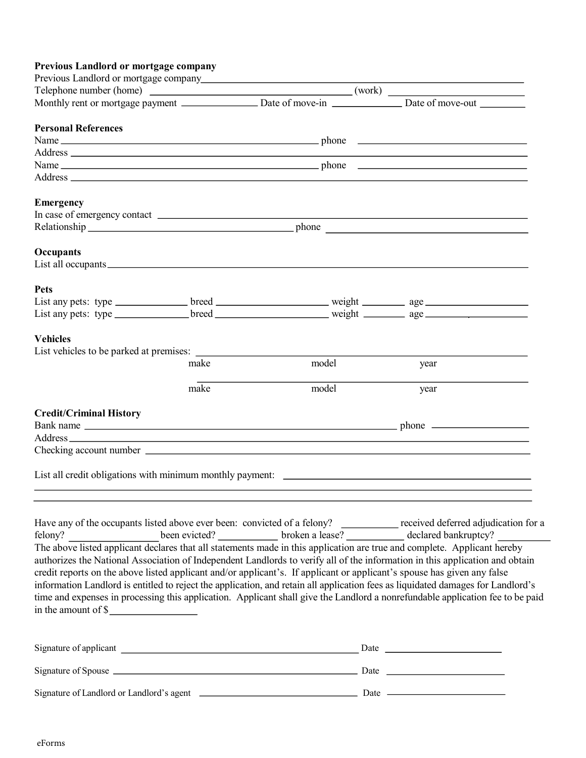**Previous Landlord or mortgage company**

Previous Landlord or mortgage company\_\_\_\_\_\_\_\_\_\_\_\_\_\_\_\_\_\_\_\_\_\_\_\_\_\_\_\_\_\_\_\_\_\_\_\_\_\_\_\_\_\_\_\_\_\_

Telephone number (home) \_\_\_\_\_\_\_\_\_\_\_\_\_\_\_\_\_\_\_\_\_\_\_\_\_\_\_\_ (work) \_\_\_\_\_\_\_\_\_\_\_\_\_\_\_\_\_\_\_\_

Monthly rent or mortgage payment \_\_\_\_\_\_\_\_\_\_\_\_ Date of move-in \_\_\_\_\_\_\_\_\_\_\_\_ Date of move-out \_\_\_\_\_\_\_\_

**Personal References**

Name \_\_\_\_\_\_\_\_\_\_\_\_\_\_\_\_\_\_\_\_\_\_\_\_\_\_\_\_\_\_\_\_\_\_\_\_\_\_ phone \_\_\_\_\_\_\_\_\_\_\_\_\_\_\_\_\_\_\_\_\_\_\_\_

Address \_\_\_\_\_\_\_\_\_\_\_\_\_\_\_\_\_\_\_\_\_\_\_\_\_\_\_\_\_\_\_\_\_\_\_\_\_\_\_\_\_\_\_\_\_\_\_\_\_\_\_\_\_\_\_\_\_\_\_\_\_\_\_\_\_\_

Name \_\_\_\_\_\_\_\_\_\_\_\_\_\_\_\_\_\_\_\_\_\_\_\_\_\_\_\_\_\_\_\_\_\_\_\_\_\_ phone \_\_\_\_\_\_\_\_\_\_\_\_\_\_\_\_\_\_\_\_\_\_\_\_

Address \_\_\_\_\_\_\_\_\_\_\_\_\_\_\_\_\_\_\_\_\_\_\_\_\_\_\_\_\_\_\_\_\_\_\_\_\_\_\_\_\_\_\_\_\_\_\_\_\_\_\_\_\_\_\_\_\_\_\_\_\_\_\_\_\_\_

**Emergency**

In case of emergency contact \_\_\_\_\_\_\_\_\_\_\_\_\_\_\_\_\_\_\_\_\_\_\_\_\_\_\_\_\_\_\_\_\_\_\_\_\_\_\_\_\_\_\_\_\_\_\_\_\_\_\_\_

Relationship \_\_\_\_\_\_\_\_\_\_\_\_\_\_\_\_\_\_\_\_\_\_\_\_\_\_\_\_\_\_ phone \_\_\_\_\_\_\_\_\_\_\_\_\_\_\_\_\_\_\_\_\_\_\_\_\_\_\_\_\_\_

**Occupants**

List all occupants\_\_\_\_\_\_\_\_\_\_\_\_\_\_\_\_\_\_\_\_\_\_\_\_\_\_\_\_\_\_\_\_\_\_\_\_\_\_\_\_\_\_\_\_\_\_\_\_\_\_\_\_\_\_\_\_\_\_\_\_\_\_

**Pets**

List any pets: type \_\_\_\_\_\_\_\_\_\_ breed \_\_\_\_\_\_\_\_\_\_\_\_\_\_\_\_ weight \_\_\_\_\_\_ age \_\_\_\_\_\_\_\_\_\_\_\_\_\_\_

List any pets: type \_\_\_\_\_\_\_\_\_\_ breed \_\_\_\_\_\_\_\_\_\_\_\_\_\_\_\_ weight \_\_\_\_\_\_ age \_\_\_\_\_\_\_\_\_\_\_\_\_\_\_

**Vehicles**

List vehicles to be parked at premises: \_\_\_\_\_\_\_\_\_\_\_\_\_\_\_\_\_\_\_\_\_\_\_\_\_\_\_\_\_\_\_\_\_\_\_\_\_\_\_\_\_\_\_\_

make model year

\_\_\_\_\_\_\_\_\_\_\_\_\_\_\_\_\_\_\_\_\_\_\_\_\_\_\_\_\_\_\_\_\_\_\_\_\_\_\_\_\_\_\_\_

make model year

**Credit/Criminal History**

Bank name \_\_\_\_\_\_\_\_\_\_\_\_\_\_\_\_\_\_\_\_\_\_\_\_\_\_\_\_\_\_\_\_\_\_\_\_\_\_\_\_\_\_\_\_\_\_\_\_ phone \_\_\_\_\_\_\_\_\_\_\_\_\_\_\_

Address\_\_\_\_\_\_\_\_\_\_\_\_\_\_\_\_\_\_\_\_\_\_\_\_\_\_\_\_\_\_\_\_\_\_\_\_\_\_\_\_\_\_\_\_\_\_\_\_\_\_\_\_\_\_\_\_\_\_\_\_\_\_\_\_\_\_\_

Checking account number \_\_\_\_\_\_\_\_\_\_\_\_\_\_\_\_\_\_\_\_\_\_\_\_\_\_\_\_\_\_\_\_\_\_\_\_\_\_\_\_\_\_\_\_\_\_\_\_\_\_\_\_\_\_\_

List all credit obligations with minimum monthly payment: \_\_\_\_\_\_\_\_\_\_\_\_\_\_\_\_\_\_\_\_\_\_\_\_\_\_\_\_\_\_\_\_\_\_\_\_\_\_

\_\_\_\_\_\_\_\_\_\_\_\_\_\_\_\_\_\_\_\_\_\_\_\_\_\_\_\_\_\_\_\_\_\_\_\_\_\_\_\_\_\_\_\_\_\_\_\_\_\_\_\_\_\_\_\_\_\_\_\_\_\_\_\_\_\_\_\_\_\_\_\_\_\_\_\_\_\_\_

\_\_\_\_\_\_\_\_\_\_\_\_\_\_\_\_\_\_\_\_\_\_\_\_\_\_\_\_\_\_\_\_\_\_\_\_\_\_\_\_\_\_\_\_\_\_\_\_\_\_\_\_\_\_\_\_\_\_\_\_\_\_\_\_\_\_\_\_\_\_\_\_\_\_\_\_\_\_\_

Have any of the occupants listed above ever been: convicted of a felony? \_\_\_\_\_\_\_\_ received deferred adjudication for a felony? \_\_\_\_\_\_\_\_\_\_\_\_ been evicted? \_\_\_\_\_\_\_\_ broken a lease? \_\_\_\_\_\_\_\_ declared bankruptcy? \_\_\_\_\_\_\_\_

The above listed applicant declares that all statements made in this application are true and complete. Applicant hereby authorizes the National Association of Independent Landlords to verify all of the information in this application and obtain credit reports on the above listed applicant and/or applicant's. If applicant or applicant's spouse has given any false information Landlord is entitled to reject the application, and retain all application fees as liquidated damages for Landlord's time and expenses in processing this application. Applicant shall give the Landlord a nonrefundable application fee to be paid in the amount of $\_\_\_\_\_\_\_\_\_\_\_\_

Signature of applicant \_\_\_\_\_\_\_\_\_\_\_\_\_\_\_\_\_\_\_\_\_\_\_\_\_\_\_\_\_\_\_\_\_\_ Date \_\_\_\_\_\_\_\_\_\_\_\_\_\_\_\_\_\_

Signature of Spouse \_\_\_\_\_\_\_\_\_\_\_\_\_\_\_\_\_\_\_\_\_\_\_\_\_\_\_\_\_\_\_\_\_\_\_\_ Date \_\_\_\_\_\_\_\_\_\_\_\_\_\_\_\_\_\_

Signature of Landlord or Landlord's agent \_\_\_\_\_\_\_\_\_\_\_\_\_\_\_\_\_\_\_\_\_\_\_\_ Date \_\_\_\_\_\_\_\_\_\_\_\_\_\_\_\_\_\_

eForms